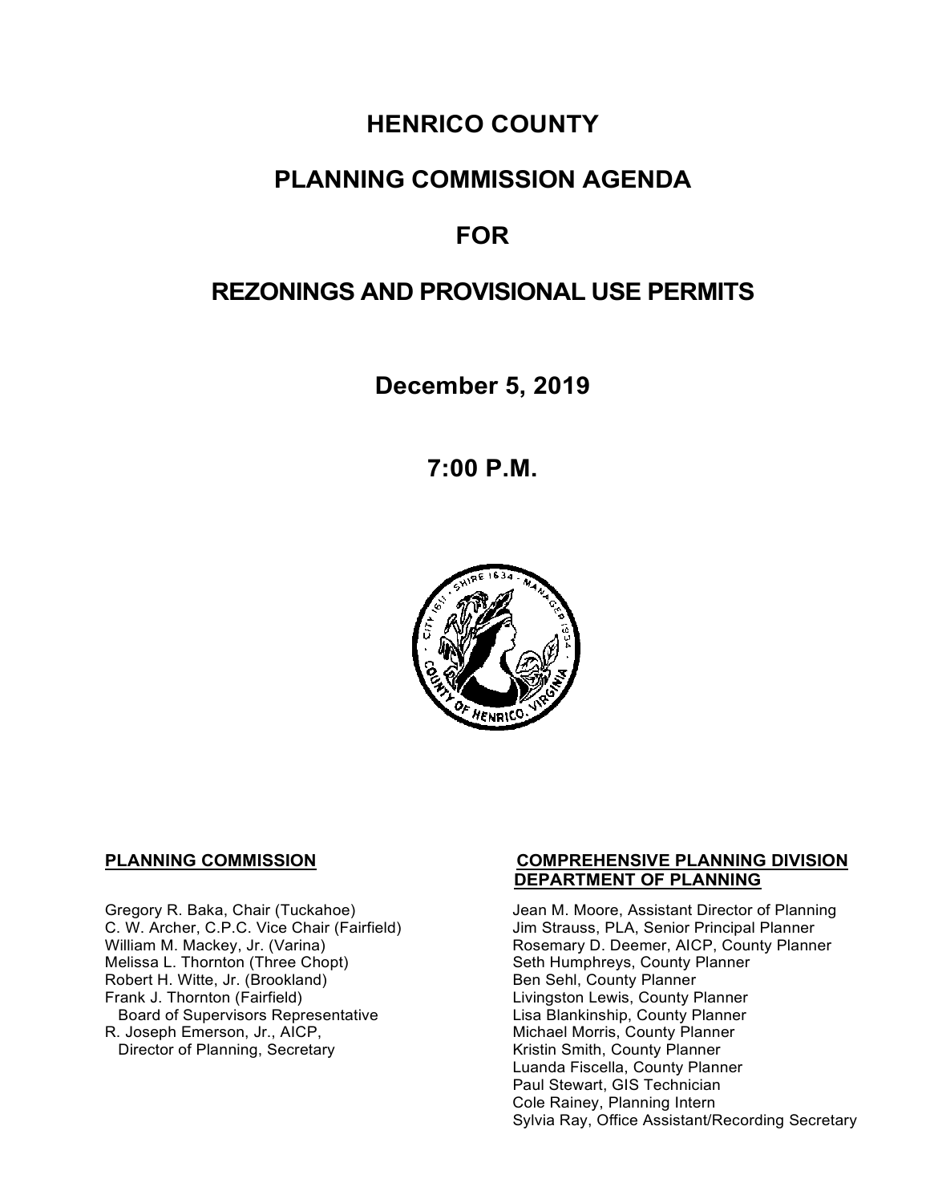# HENRICO COUNTY

# PLANNING COMMISSION AGENDA

# FOR

# REZONINGS AND PROVISIONAL USE PERMITS

**December 5, 2019**

**7:00 P.M.**

**PLANNING COMMISSION**

Gregory R. Baka, Chair (Tuckahoe)
C. W. Archer, C.P.C. Vice Chair (Fairfield)
William M. Mackey, Jr. (Varina)
Melissa L. Thornton (Three Chopt)
Robert H. Witte, Jr. (Brookland)
Frank J. Thornton (Fairfield)
Board of Supervisors Representative
R. Joseph Emerson, Jr., AICP,
Director of Planning, Secretary

**COMPREHENSIVE PLANNING DIVISION**
**DEPARTMENT OF PLANNING**

Jean M. Moore, Assistant Director of Planning
Jim Strauss, PLA, Senior Principal Planner
Rosemary D. Deemer, AICP, County Planner
Seth Humphreys, County Planner
Ben Sehl, County Planner
Livingston Lewis, County Planner
Lisa Blankinship, County Planner
Michael Morris, County Planner
Kristin Smith, County Planner
Luanda Fiscella, County Planner
Paul Stewart, GIS Technician
Cole Rainey, Planning Intern
Sylvia Ray, Office Assistant/Recording Secretary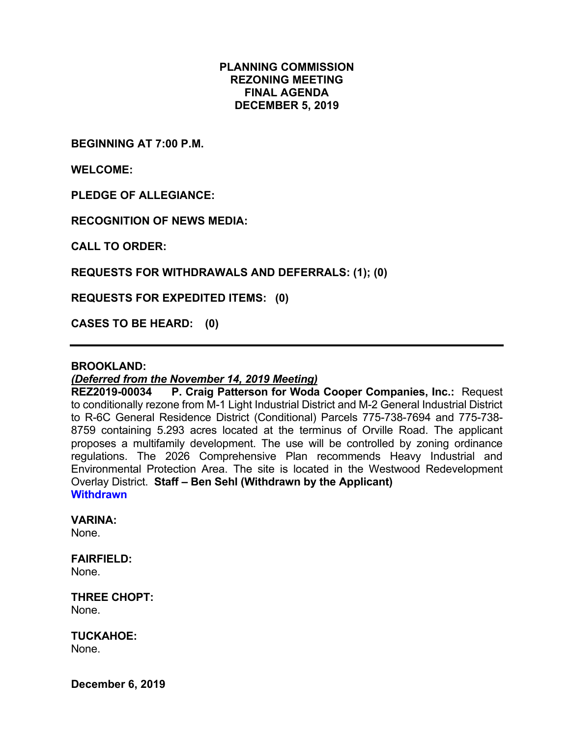# PLANNING COMMISSION
# REZONING MEETING
# FINAL AGENDA
# DECEMBER 5, 2019

**BEGINNING AT 7:00 P.M.**

**WELCOME:**

**PLEDGE OF ALLEGIANCE:**

**RECOGNITION OF NEWS MEDIA:**

**CALL TO ORDER:**

**REQUESTS FOR WITHDRAWALS AND DEFERRALS: (1); (0)**

**REQUESTS FOR EXPEDITED ITEMS: (0)**

**CASES TO BE HEARD: (0)**

---

**BROOKLAND:**

***(Deferred from the November 14, 2019 Meeting)***

**REZ2019-00034 P. Craig Patterson for Woda Cooper Companies, Inc.:** Request to conditionally rezone from M-1 Light Industrial District and M-2 General Industrial District to R-6C General Residence District (Conditional) Parcels 775-738-7694 and 775-738-8759 containing 5.293 acres located at the terminus of Orville Road. The applicant proposes a multifamily development. The use will be controlled by zoning ordinance regulations. The 2026 Comprehensive Plan recommends Heavy Industrial and Environmental Protection Area. The site is located in the Westwood Redevelopment Overlay District. **Staff – Ben Sehl (Withdrawn by the Applicant)**
**Withdrawn**

**VARINA:**
None.

**FAIRFIELD:**
None.

**THREE CHOPT:**
None.

**TUCKAHOE:**
None.

**December 6, 2019**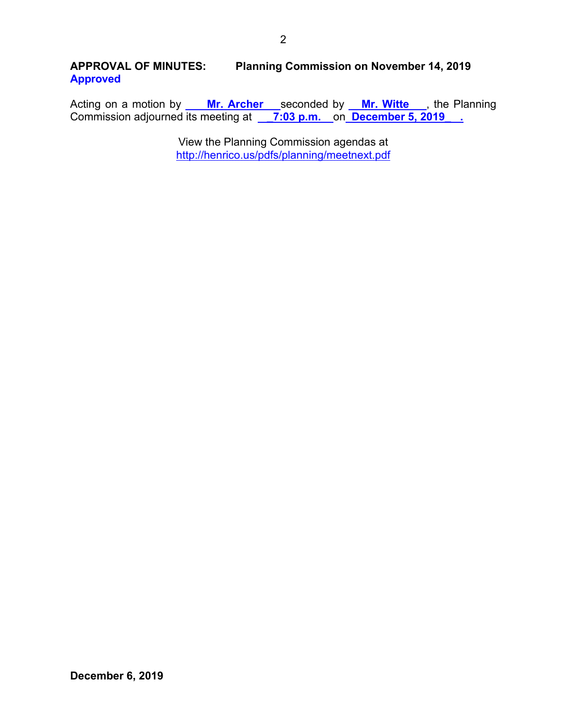**APPROVAL OF MINUTES: Planning Commission on November 14, 2019**
**Approved**

Acting on a motion by **Mr. Archer** seconded by **Mr. Witte**, the Planning Commission adjourned its meeting at **7:03 p.m.** on **December 5, 2019**.

View the Planning Commission agendas at
http://henrico.us/pdfs/planning/meetnext.pdf

**December 6, 2019**